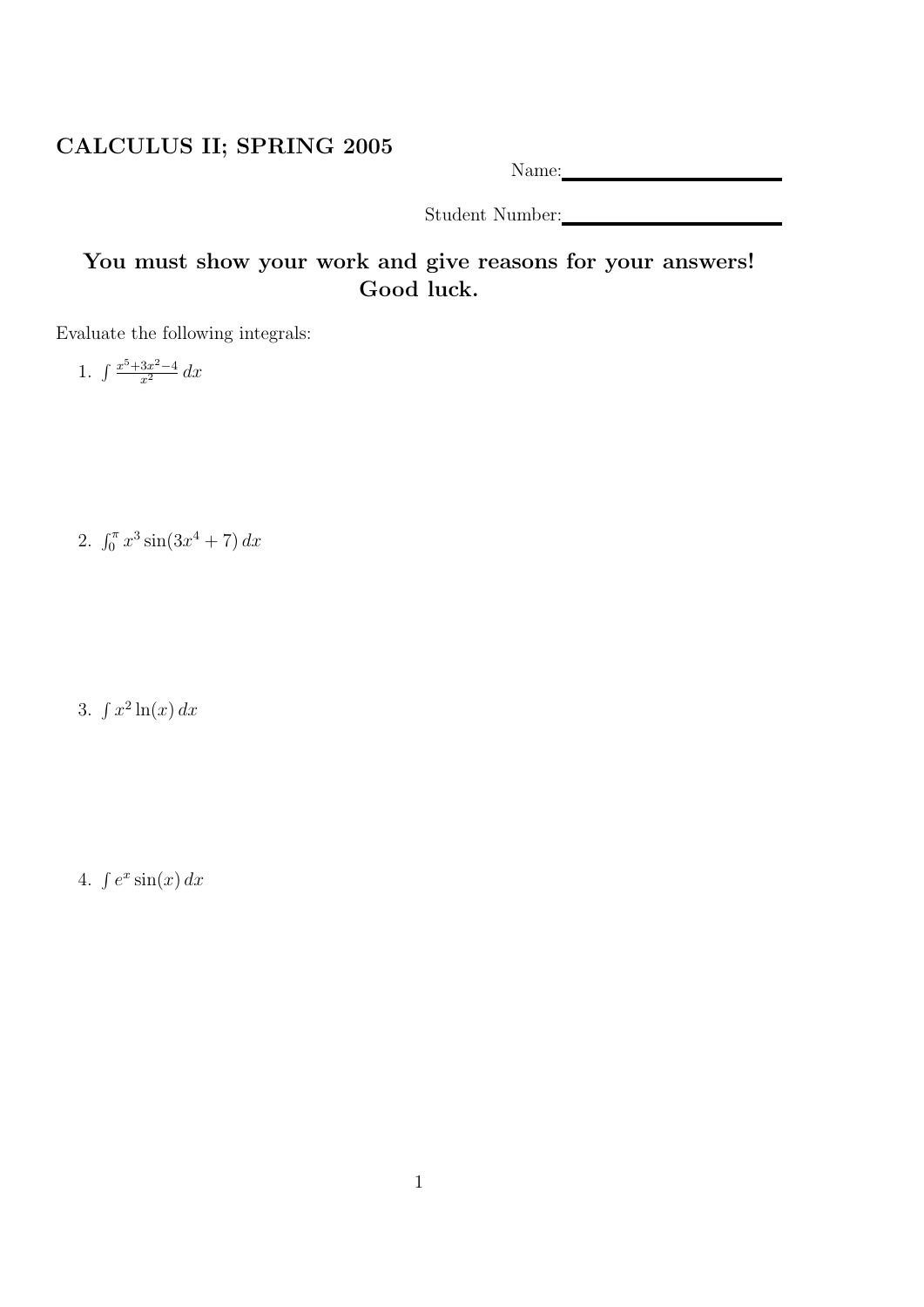# CALCULUS II; SPRING 2005

Name: ____________________

Student Number: ____________________

## You must show your work and give reasons for your answers! Good luck.

Evaluate the following integrals:

1. $\int \frac{x^5+3x^2-4}{x^2}\,dx$

2. $\int_0^\pi x^3 \sin(3x^4+7)\,dx$

3. $\int x^2 \ln(x)\,dx$

4. $\int e^x \sin(x)\,dx$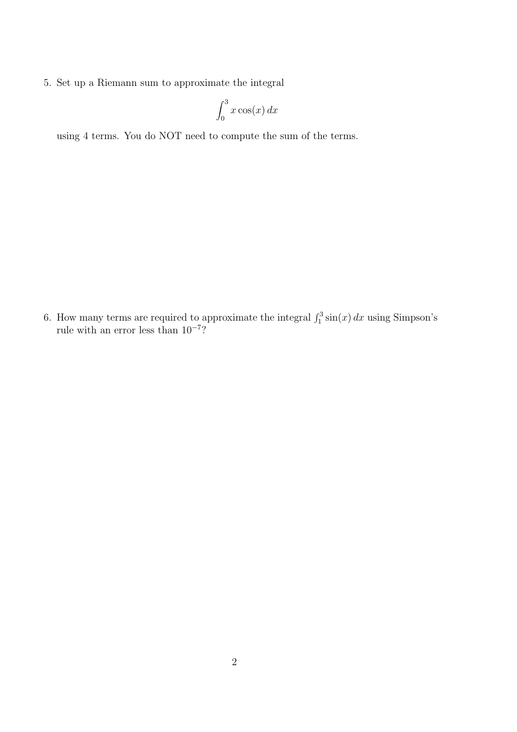5. Set up a Riemann sum to approximate the integral

$$\int_0^3 x\cos(x)\,dx$$

using 4 terms. You do NOT need to compute the sum of the terms.

6. How many terms are required to approximate the integral $\int_1^3 \sin(x)\,dx$ using Simpson's rule with an error less than $10^{-7}$?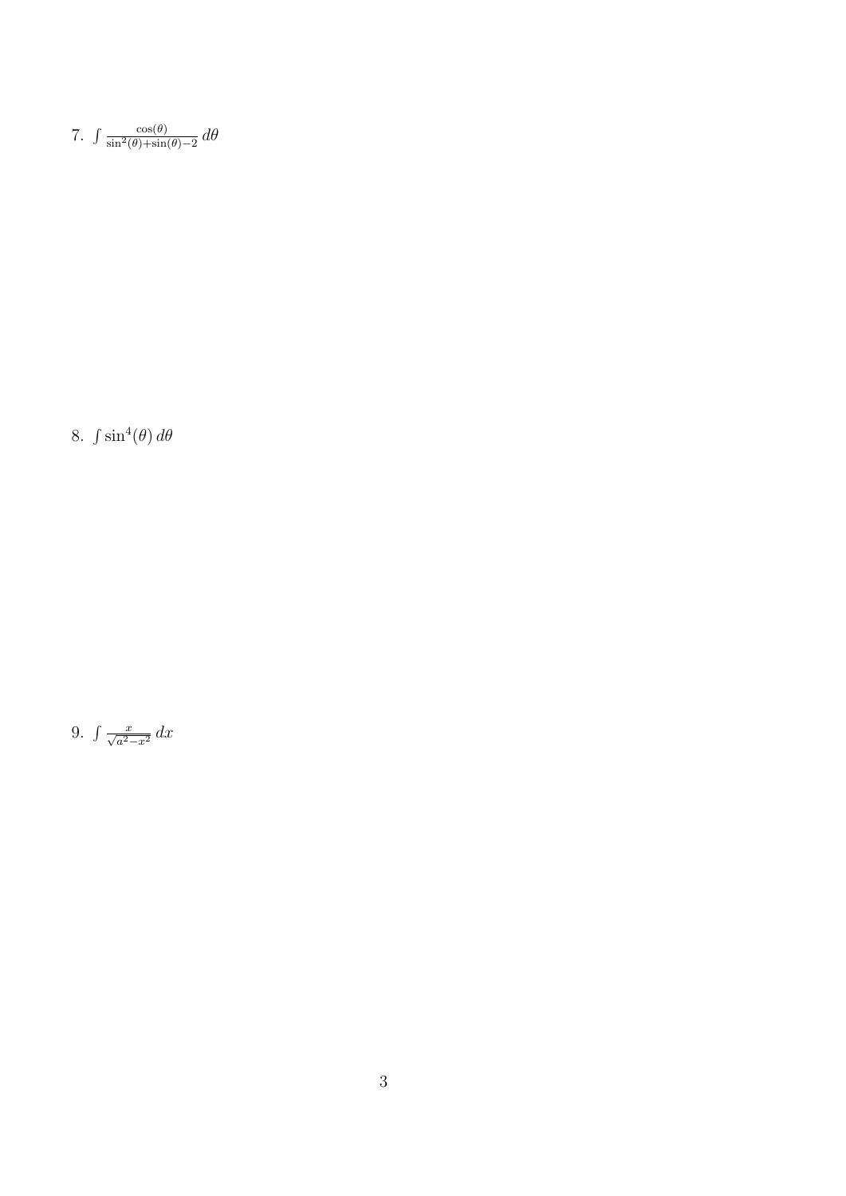7. $\int \frac{\cos(\theta)}{\sin^2(\theta)+\sin(\theta)-2}\, d\theta$

8. $\int \sin^4(\theta)\, d\theta$

9. $\int \frac{x}{\sqrt{a^2-x^2}}\, dx$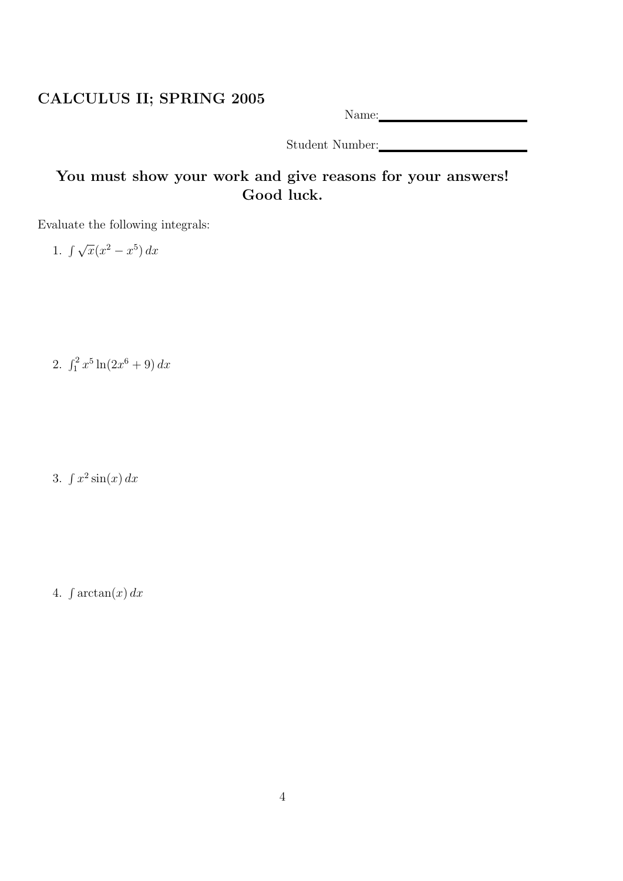## CALCULUS II; SPRING 2005

Name: \_\_\_\_\_\_\_\_\_\_\_\_\_\_\_\_\_\_\_\_

Student Number: \_\_\_\_\_\_\_\_\_\_\_\_\_\_\_\_\_\_\_\_

### You must show your work and give reasons for your answers! Good luck.

Evaluate the following integrals:

1. $\int \sqrt{x}(x^2 - x^5)\, dx$

2. $\int_1^2 x^5 \ln(2x^6 + 9)\, dx$

3. $\int x^2 \sin(x)\, dx$

4. $\int \arctan(x)\, dx$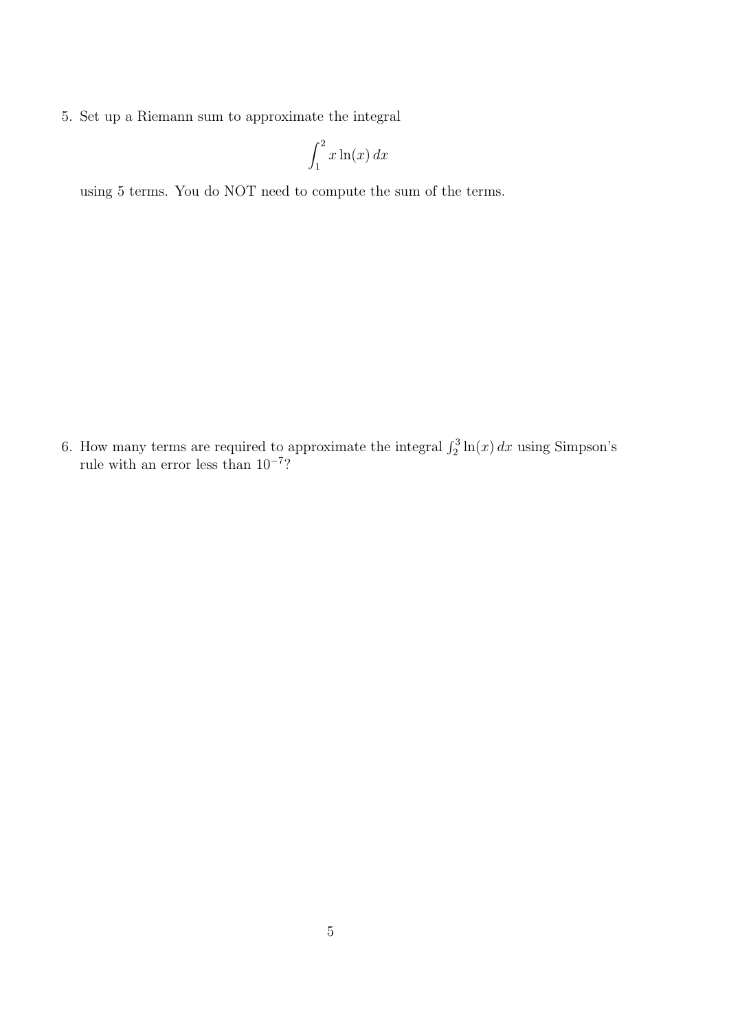5. Set up a Riemann sum to approximate the integral

$$\int_1^2 x \ln(x)\, dx$$

using 5 terms. You do NOT need to compute the sum of the terms.

6. How many terms are required to approximate the integral $\int_2^3 \ln(x)\, dx$ using Simpson's rule with an error less than $10^{-7}$?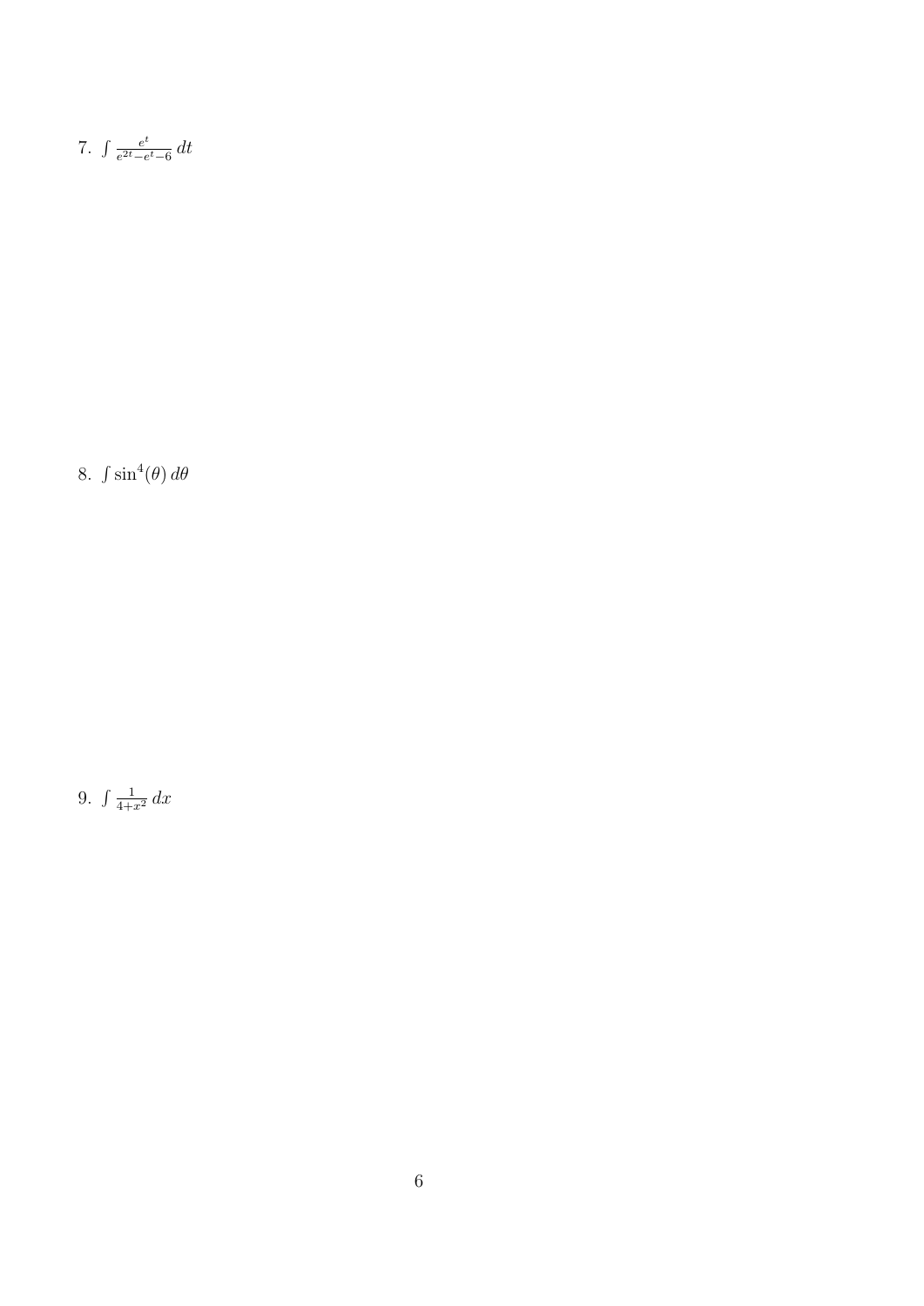7. $\int \frac{e^t}{e^{2t}-e^t-6}\,dt$

8. $\int \sin^4(\theta)\,d\theta$

9. $\int \frac{1}{4+x^2}\,dx$